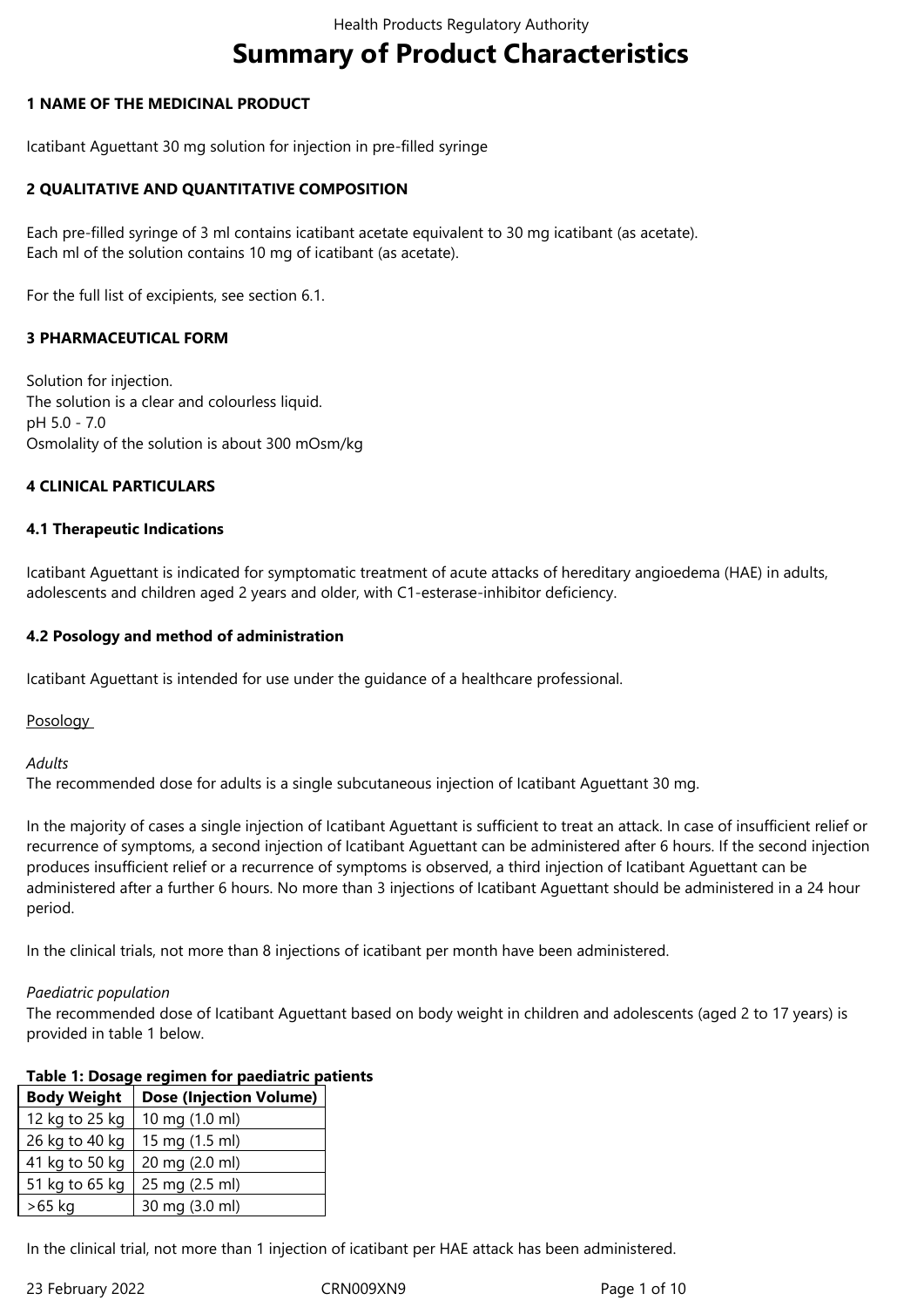# Summary of Product Characteristics

## 1 NAME OF THE MEDICINAL PRODUCT

Icatibant Aguettant 30 mg solution for injection in pre-filled syringe

## 2 QUALITATIVE AND QUANTITATIVE COMPOSITION

Each pre-filled syringe of 3 ml contains icatibant acetate equivalent to 30 mg icatibant (as acetate).
Each ml of the solution contains 10 mg of icatibant (as acetate).

For the full list of excipients, see section 6.1.

## 3 PHARMACEUTICAL FORM

Solution for injection.
The solution is a clear and colourless liquid.
pH 5.0 - 7.0
Osmolality of the solution is about 300 mOsm/kg

## 4 CLINICAL PARTICULARS

### 4.1 Therapeutic Indications

Icatibant Aguettant is indicated for symptomatic treatment of acute attacks of hereditary angioedema (HAE) in adults, adolescents and children aged 2 years and older, with C1-esterase-inhibitor deficiency.

### 4.2 Posology and method of administration

Icatibant Aguettant is intended for use under the guidance of a healthcare professional.

Posology

*Adults*
The recommended dose for adults is a single subcutaneous injection of Icatibant Aguettant 30 mg.

In the majority of cases a single injection of Icatibant Aguettant is sufficient to treat an attack. In case of insufficient relief or recurrence of symptoms, a second injection of Icatibant Aguettant can be administered after 6 hours. If the second injection produces insufficient relief or a recurrence of symptoms is observed, a third injection of Icatibant Aguettant can be administered after a further 6 hours. No more than 3 injections of Icatibant Aguettant should be administered in a 24 hour period.

In the clinical trials, not more than 8 injections of icatibant per month have been administered.

*Paediatric population*
The recommended dose of Icatibant Aguettant based on body weight in children and adolescents (aged 2 to 17 years) is provided in table 1 below.

**Table 1: Dosage regimen for paediatric patients**

| Body Weight | Dose (Injection Volume) |
|---|---|
| 12 kg to 25 kg | 10 mg (1.0 ml) |
| 26 kg to 40 kg | 15 mg (1.5 ml) |
| 41 kg to 50 kg | 20 mg (2.0 ml) |
| 51 kg to 65 kg | 25 mg (2.5 ml) |
| >65 kg | 30 mg (3.0 ml) |

In the clinical trial, not more than 1 injection of icatibant per HAE attack has been administered.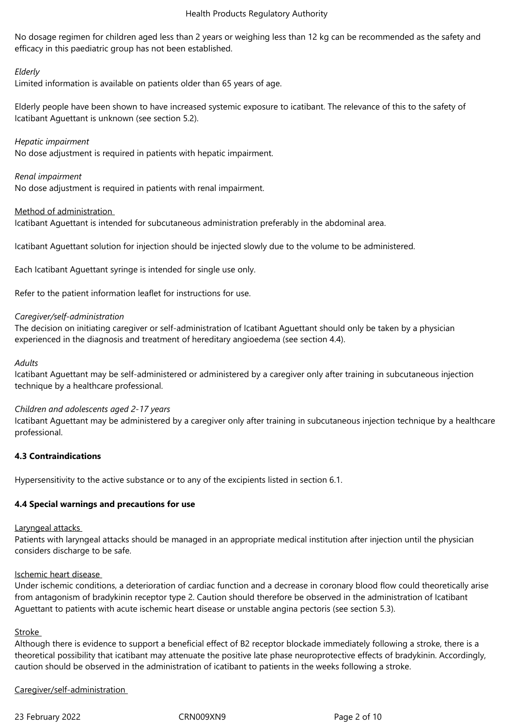No dosage regimen for children aged less than 2 years or weighing less than 12 kg can be recommended as the safety and efficacy in this paediatric group has not been established.

*Elderly*

Limited information is available on patients older than 65 years of age.

Elderly people have been shown to have increased systemic exposure to icatibant. The relevance of this to the safety of Icatibant Aguettant is unknown (see section 5.2).

*Hepatic impairment*

No dose adjustment is required in patients with hepatic impairment.

*Renal impairment*

No dose adjustment is required in patients with renal impairment.

Method of administration

Icatibant Aguettant is intended for subcutaneous administration preferably in the abdominal area.

Icatibant Aguettant solution for injection should be injected slowly due to the volume to be administered.

Each Icatibant Aguettant syringe is intended for single use only.

Refer to the patient information leaflet for instructions for use.

*Caregiver/self-administration*

The decision on initiating caregiver or self-administration of Icatibant Aguettant should only be taken by a physician experienced in the diagnosis and treatment of hereditary angioedema (see section 4.4).

*Adults*

Icatibant Aguettant may be self-administered or administered by a caregiver only after training in subcutaneous injection technique by a healthcare professional.

*Children and adolescents aged 2-17 years*

Icatibant Aguettant may be administered by a caregiver only after training in subcutaneous injection technique by a healthcare professional.

**4.3 Contraindications**

Hypersensitivity to the active substance or to any of the excipients listed in section 6.1.

**4.4 Special warnings and precautions for use**

Laryngeal attacks

Patients with laryngeal attacks should be managed in an appropriate medical institution after injection until the physician considers discharge to be safe.

Ischemic heart disease

Under ischemic conditions, a deterioration of cardiac function and a decrease in coronary blood flow could theoretically arise from antagonism of bradykinin receptor type 2. Caution should therefore be observed in the administration of Icatibant Aguettant to patients with acute ischemic heart disease or unstable angina pectoris (see section 5.3).

Stroke

Although there is evidence to support a beneficial effect of B2 receptor blockade immediately following a stroke, there is a theoretical possibility that icatibant may attenuate the positive late phase neuroprotective effects of bradykinin. Accordingly, caution should be observed in the administration of icatibant to patients in the weeks following a stroke.

Caregiver/self-administration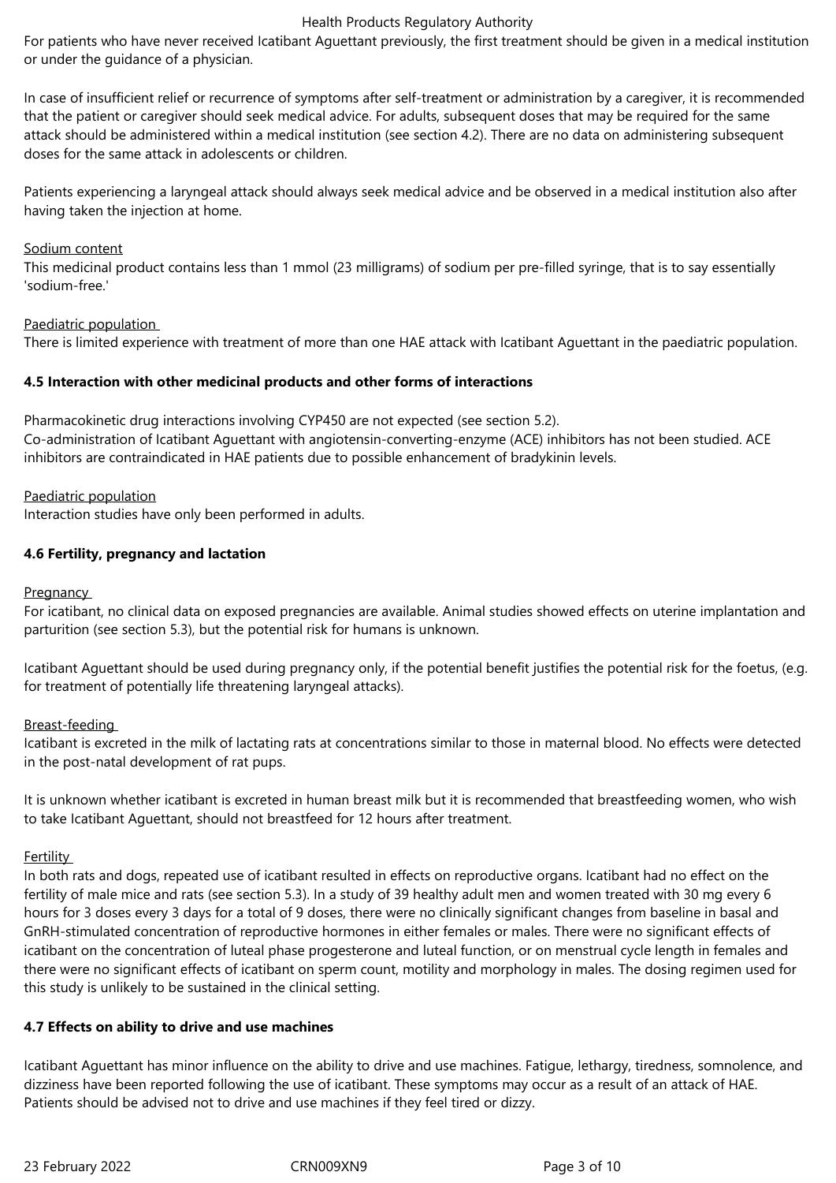For patients who have never received Icatibant Aguettant previously, the first treatment should be given in a medical institution or under the guidance of a physician.

In case of insufficient relief or recurrence of symptoms after self-treatment or administration by a caregiver, it is recommended that the patient or caregiver should seek medical advice. For adults, subsequent doses that may be required for the same attack should be administered within a medical institution (see section 4.2). There are no data on administering subsequent doses for the same attack in adolescents or children.

Patients experiencing a laryngeal attack should always seek medical advice and be observed in a medical institution also after having taken the injection at home.

Sodium content

This medicinal product contains less than 1 mmol (23 milligrams) of sodium per pre-filled syringe, that is to say essentially 'sodium-free.'

Paediatric population

There is limited experience with treatment of more than one HAE attack with Icatibant Aguettant in the paediatric population.

### 4.5 Interaction with other medicinal products and other forms of interactions

Pharmacokinetic drug interactions involving CYP450 are not expected (see section 5.2).
Co-administration of Icatibant Aguettant with angiotensin-converting-enzyme (ACE) inhibitors has not been studied. ACE inhibitors are contraindicated in HAE patients due to possible enhancement of bradykinin levels.

Paediatric population

Interaction studies have only been performed in adults.

### 4.6 Fertility, pregnancy and lactation

Pregnancy

For icatibant, no clinical data on exposed pregnancies are available. Animal studies showed effects on uterine implantation and parturition (see section 5.3), but the potential risk for humans is unknown.

Icatibant Aguettant should be used during pregnancy only, if the potential benefit justifies the potential risk for the foetus, (e.g. for treatment of potentially life threatening laryngeal attacks).

Breast-feeding

Icatibant is excreted in the milk of lactating rats at concentrations similar to those in maternal blood. No effects were detected in the post-natal development of rat pups.

It is unknown whether icatibant is excreted in human breast milk but it is recommended that breastfeeding women, who wish to take Icatibant Aguettant, should not breastfeed for 12 hours after treatment.

Fertility

In both rats and dogs, repeated use of icatibant resulted in effects on reproductive organs. Icatibant had no effect on the fertility of male mice and rats (see section 5.3). In a study of 39 healthy adult men and women treated with 30 mg every 6 hours for 3 doses every 3 days for a total of 9 doses, there were no clinically significant changes from baseline in basal and GnRH-stimulated concentration of reproductive hormones in either females or males. There were no significant effects of icatibant on the concentration of luteal phase progesterone and luteal function, or on menstrual cycle length in females and there were no significant effects of icatibant on sperm count, motility and morphology in males. The dosing regimen used for this study is unlikely to be sustained in the clinical setting.

### 4.7 Effects on ability to drive and use machines

Icatibant Aguettant has minor influence on the ability to drive and use machines. Fatigue, lethargy, tiredness, somnolence, and dizziness have been reported following the use of icatibant. These symptoms may occur as a result of an attack of HAE. Patients should be advised not to drive and use machines if they feel tired or dizzy.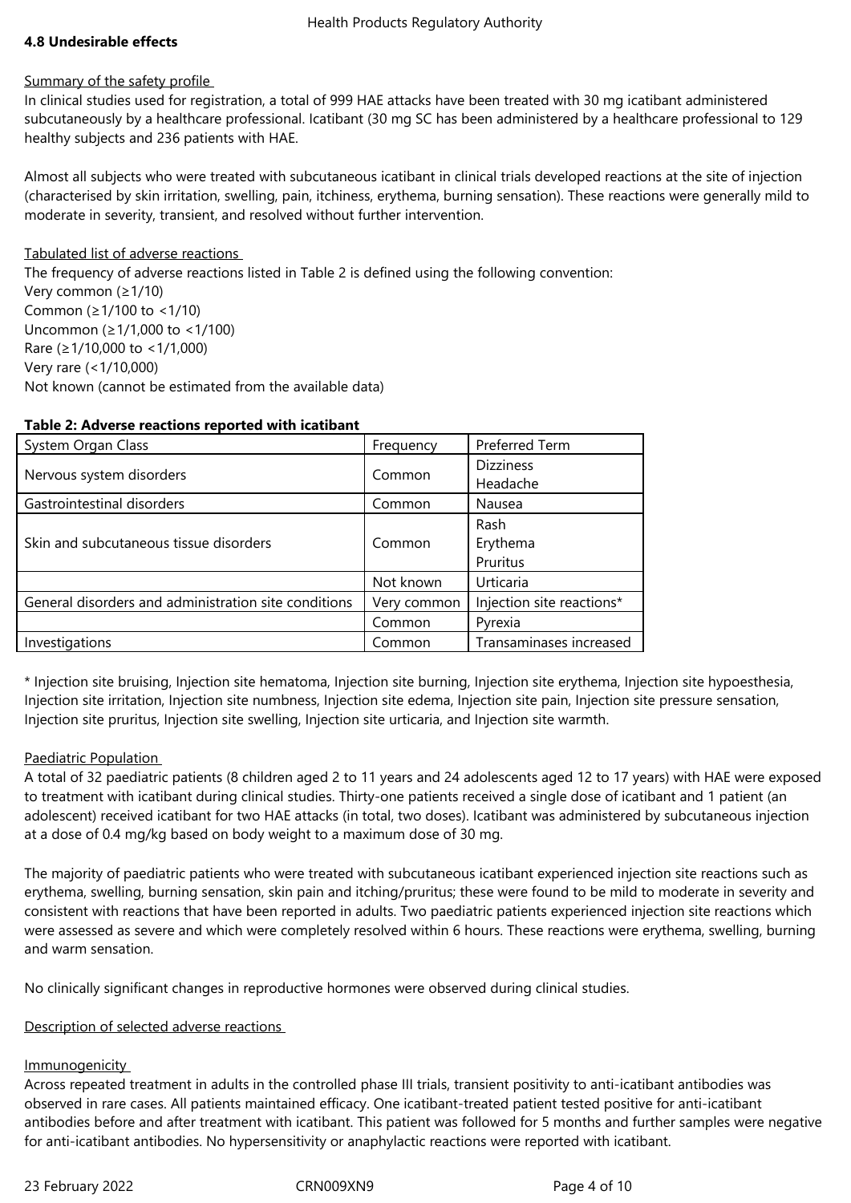### 4.8 Undesirable effects

Summary of the safety profile

In clinical studies used for registration, a total of 999 HAE attacks have been treated with 30 mg icatibant administered subcutaneously by a healthcare professional. Icatibant (30 mg SC has been administered by a healthcare professional to 129 healthy subjects and 236 patients with HAE.

Almost all subjects who were treated with subcutaneous icatibant in clinical trials developed reactions at the site of injection (characterised by skin irritation, swelling, pain, itchiness, erythema, burning sensation). These reactions were generally mild to moderate in severity, transient, and resolved without further intervention.

Tabulated list of adverse reactions

The frequency of adverse reactions listed in Table 2 is defined using the following convention:
Very common (≥1/10)
Common (≥1/100 to <1/10)
Uncommon (≥1/1,000 to <1/100)
Rare (≥1/10,000 to <1/1,000)
Very rare (<1/10,000)
Not known (cannot be estimated from the available data)

**Table 2: Adverse reactions reported with icatibant**

| System Organ Class | Frequency | Preferred Term |
|---|---|---|
| Nervous system disorders | Common | Dizziness<br>Headache |
| Gastrointestinal disorders | Common | Nausea |
| Skin and subcutaneous tissue disorders | Common | Rash<br>Erythema<br>Pruritus |
| | Not known | Urticaria |
| General disorders and administration site conditions | Very common | Injection site reactions* |
| | Common | Pyrexia |
| Investigations | Common | Transaminases increased |

* Injection site bruising, Injection site hematoma, Injection site burning, Injection site erythema, Injection site hypoesthesia, Injection site irritation, Injection site numbness, Injection site edema, Injection site pain, Injection site pressure sensation, Injection site pruritus, Injection site swelling, Injection site urticaria, and Injection site warmth.

Paediatric Population

A total of 32 paediatric patients (8 children aged 2 to 11 years and 24 adolescents aged 12 to 17 years) with HAE were exposed to treatment with icatibant during clinical studies. Thirty-one patients received a single dose of icatibant and 1 patient (an adolescent) received icatibant for two HAE attacks (in total, two doses). Icatibant was administered by subcutaneous injection at a dose of 0.4 mg/kg based on body weight to a maximum dose of 30 mg.

The majority of paediatric patients who were treated with subcutaneous icatibant experienced injection site reactions such as erythema, swelling, burning sensation, skin pain and itching/pruritus; these were found to be mild to moderate in severity and consistent with reactions that have been reported in adults. Two paediatric patients experienced injection site reactions which were assessed as severe and which were completely resolved within 6 hours. These reactions were erythema, swelling, burning and warm sensation.

No clinically significant changes in reproductive hormones were observed during clinical studies.

Description of selected adverse reactions

Immunogenicity

Across repeated treatment in adults in the controlled phase III trials, transient positivity to anti-icatibant antibodies was observed in rare cases. All patients maintained efficacy. One icatibant-treated patient tested positive for anti-icatibant antibodies before and after treatment with icatibant. This patient was followed for 5 months and further samples were negative for anti-icatibant antibodies. No hypersensitivity or anaphylactic reactions were reported with icatibant.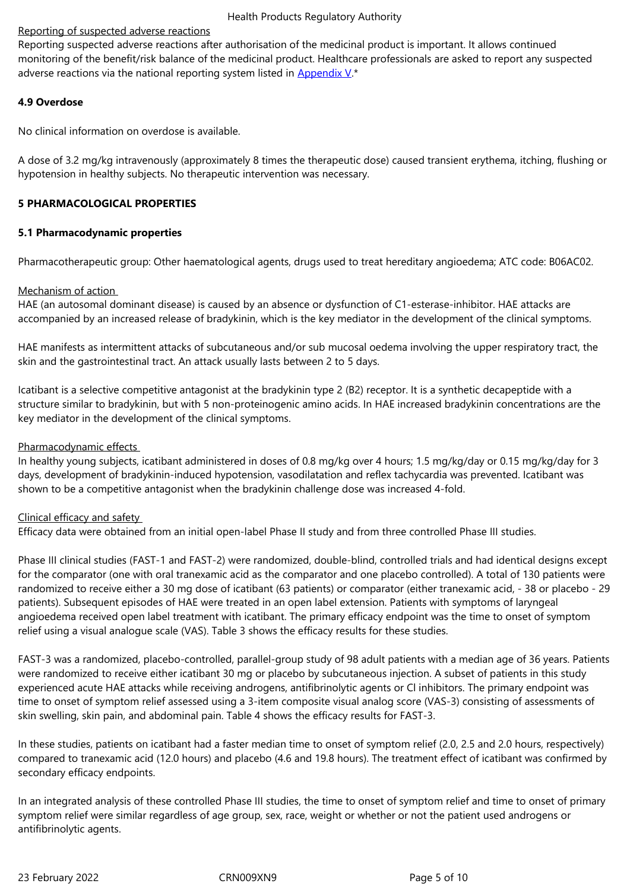Reporting of suspected adverse reactions

Reporting suspected adverse reactions after authorisation of the medicinal product is important. It allows continued monitoring of the benefit/risk balance of the medicinal product. Healthcare professionals are asked to report any suspected adverse reactions via the national reporting system listed in Appendix V.*

**4.9 Overdose**

No clinical information on overdose is available.

A dose of 3.2 mg/kg intravenously (approximately 8 times the therapeutic dose) caused transient erythema, itching, flushing or hypotension in healthy subjects. No therapeutic intervention was necessary.

**5 PHARMACOLOGICAL PROPERTIES**

**5.1 Pharmacodynamic properties**

Pharmacotherapeutic group: Other haematological agents, drugs used to treat hereditary angioedema; ATC code: B06AC02.

Mechanism of action

HAE (an autosomal dominant disease) is caused by an absence or dysfunction of C1-esterase-inhibitor. HAE attacks are accompanied by an increased release of bradykinin, which is the key mediator in the development of the clinical symptoms.

HAE manifests as intermittent attacks of subcutaneous and/or sub mucosal oedema involving the upper respiratory tract, the skin and the gastrointestinal tract. An attack usually lasts between 2 to 5 days.

Icatibant is a selective competitive antagonist at the bradykinin type 2 (B2) receptor. It is a synthetic decapeptide with a structure similar to bradykinin, but with 5 non-proteinogenic amino acids. In HAE increased bradykinin concentrations are the key mediator in the development of the clinical symptoms.

Pharmacodynamic effects

In healthy young subjects, icatibant administered in doses of 0.8 mg/kg over 4 hours; 1.5 mg/kg/day or 0.15 mg/kg/day for 3 days, development of bradykinin-induced hypotension, vasodilatation and reflex tachycardia was prevented. Icatibant was shown to be a competitive antagonist when the bradykinin challenge dose was increased 4-fold.

Clinical efficacy and safety

Efficacy data were obtained from an initial open-label Phase II study and from three controlled Phase III studies.

Phase III clinical studies (FAST-1 and FAST-2) were randomized, double-blind, controlled trials and had identical designs except for the comparator (one with oral tranexamic acid as the comparator and one placebo controlled). A total of 130 patients were randomized to receive either a 30 mg dose of icatibant (63 patients) or comparator (either tranexamic acid, - 38 or placebo - 29 patients). Subsequent episodes of HAE were treated in an open label extension. Patients with symptoms of laryngeal angioedema received open label treatment with icatibant. The primary efficacy endpoint was the time to onset of symptom relief using a visual analogue scale (VAS). Table 3 shows the efficacy results for these studies.

FAST-3 was a randomized, placebo-controlled, parallel-group study of 98 adult patients with a median age of 36 years. Patients were randomized to receive either icatibant 30 mg or placebo by subcutaneous injection. A subset of patients in this study experienced acute HAE attacks while receiving androgens, antifibrinolytic agents or Cl inhibitors. The primary endpoint was time to onset of symptom relief assessed using a 3-item composite visual analog score (VAS-3) consisting of assessments of skin swelling, skin pain, and abdominal pain. Table 4 shows the efficacy results for FAST-3.

In these studies, patients on icatibant had a faster median time to onset of symptom relief (2.0, 2.5 and 2.0 hours, respectively) compared to tranexamic acid (12.0 hours) and placebo (4.6 and 19.8 hours). The treatment effect of icatibant was confirmed by secondary efficacy endpoints.

In an integrated analysis of these controlled Phase III studies, the time to onset of symptom relief and time to onset of primary symptom relief were similar regardless of age group, sex, race, weight or whether or not the patient used androgens or antifibrinolytic agents.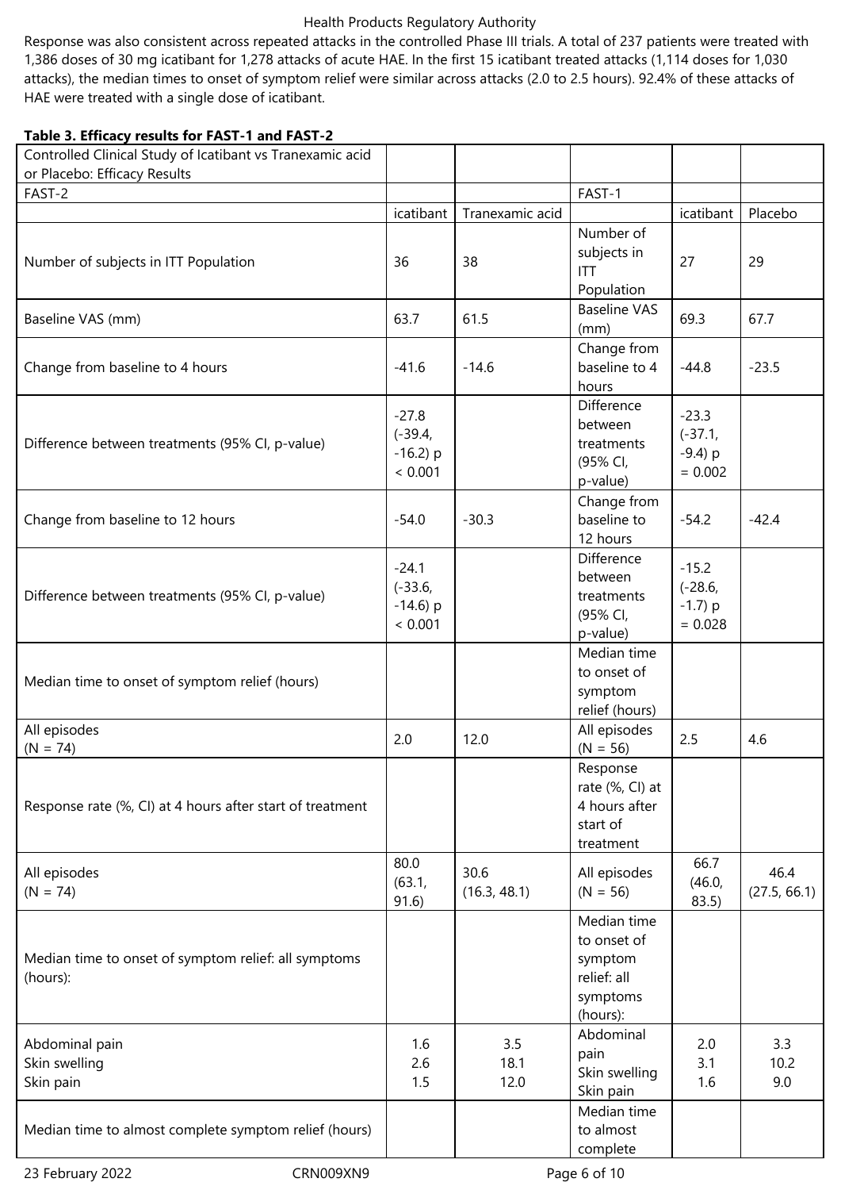Response was also consistent across repeated attacks in the controlled Phase III trials. A total of 237 patients were treated with 1,386 doses of 30 mg icatibant for 1,278 attacks of acute HAE. In the first 15 icatibant treated attacks (1,114 doses for 1,030 attacks), the median times to onset of symptom relief were similar across attacks (2.0 to 2.5 hours). 92.4% of these attacks of HAE were treated with a single dose of icatibant.

**Table 3. Efficacy results for FAST-1 and FAST-2**

| Controlled Clinical Study of Icatibant vs Tranexamic acid or Placebo: Efficacy Results | | | | | |
|---|---|---|---|---|---|
| FAST-2 | | | FAST-1 | | |
| | icatibant | Tranexamic acid | | icatibant | Placebo |
| Number of subjects in ITT Population | 36 | 38 | Number of subjects in ITT Population | 27 | 29 |
| Baseline VAS (mm) | 63.7 | 61.5 | Baseline VAS (mm) | 69.3 | 67.7 |
| Change from baseline to 4 hours | -41.6 | -14.6 | Change from baseline to 4 hours | -44.8 | -23.5 |
| Difference between treatments (95% CI, p-value) | -27.8 (-39.4, -16.2) p < 0.001 | | Difference between treatments (95% CI, p-value) | -23.3 (-37.1, -9.4) p = 0.002 | |
| Change from baseline to 12 hours | -54.0 | -30.3 | Change from baseline to 12 hours | -54.2 | -42.4 |
| Difference between treatments (95% CI, p-value) | -24.1 (-33.6, -14.6) p < 0.001 | | Difference between treatments (95% CI, p-value) | -15.2 (-28.6, -1.7) p = 0.028 | |
| Median time to onset of symptom relief (hours) | | | Median time to onset of symptom relief (hours) | | |
| All episodes (N = 74) | 2.0 | 12.0 | All episodes (N = 56) | 2.5 | 4.6 |
| Response rate (%, CI) at 4 hours after start of treatment | | | Response rate (%, CI) at 4 hours after start of treatment | | |
| All episodes (N = 74) | 80.0 (63.1, 91.6) | 30.6 (16.3, 48.1) | All episodes (N = 56) | 66.7 (46.0, 83.5) | 46.4 (27.5, 66.1) |
| Median time to onset of symptom relief: all symptoms (hours): | | | Median time to onset of symptom relief: all symptoms (hours): | | |
| Abdominal pain<br>Skin swelling<br>Skin pain | 1.6<br>2.6<br>1.5 | 3.5<br>18.1<br>12.0 | Abdominal pain<br>Skin swelling<br>Skin pain | 2.0<br>3.1<br>1.6 | 3.3<br>10.2<br>9.0 |
| Median time to almost complete symptom relief (hours) | | | Median time to almost complete | | |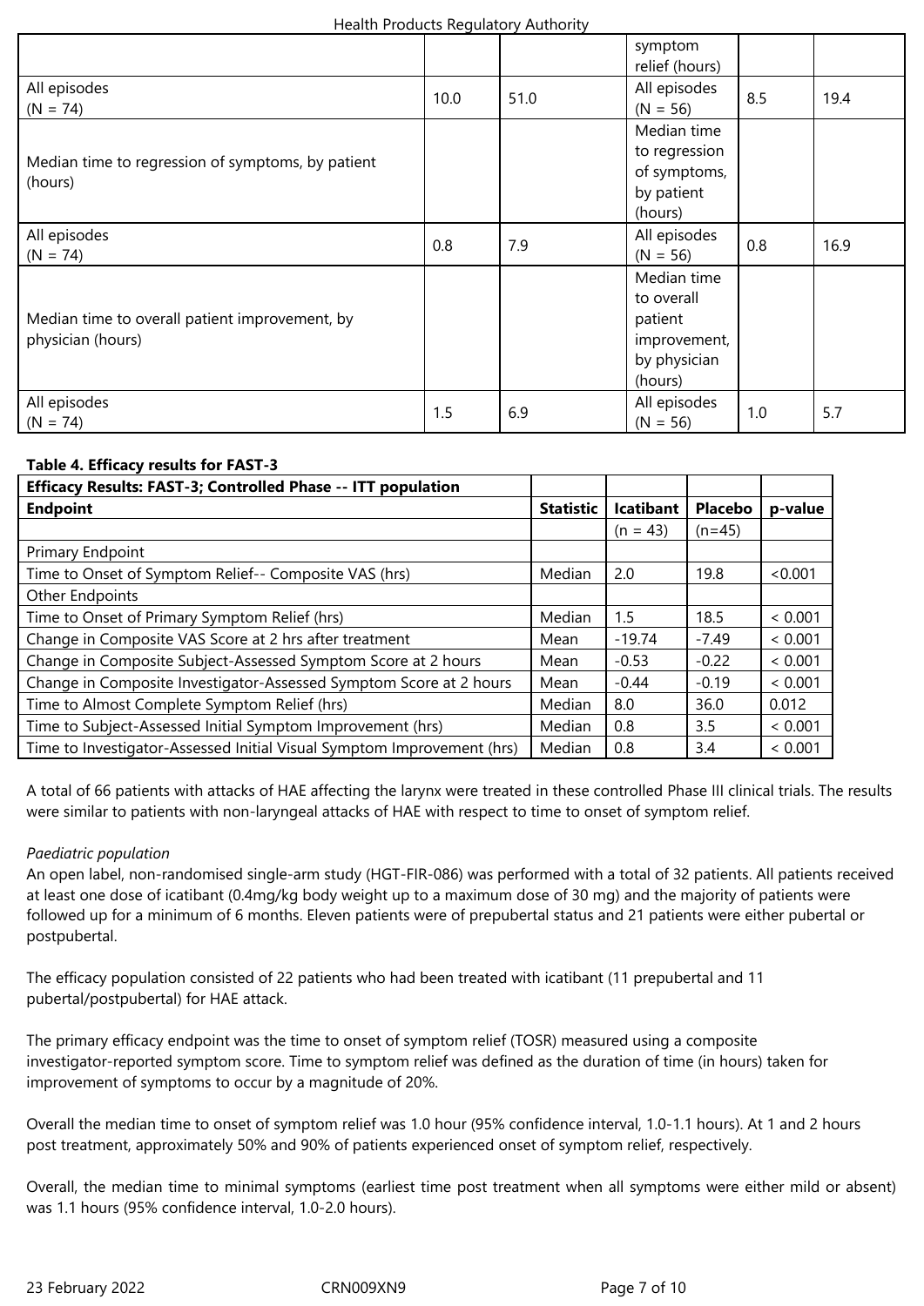| | | | symptom relief (hours) | | |
|---|---|---|---|---|---|
| All episodes (N = 74) | 10.0 | 51.0 | All episodes (N = 56) | 8.5 | 19.4 |
| Median time to regression of symptoms, by patient (hours) | | | Median time to regression of symptoms, by patient (hours) | | |
| All episodes (N = 74) | 0.8 | 7.9 | All episodes (N = 56) | 0.8 | 16.9 |
| Median time to overall patient improvement, by physician (hours) | | | Median time to overall patient improvement, by physician (hours) | | |
| All episodes (N = 74) | 1.5 | 6.9 | All episodes (N = 56) | 1.0 | 5.7 |

**Table 4. Efficacy results for FAST-3**

| **Efficacy Results: FAST-3; Controlled Phase -- ITT population** | | | | |
|---|---|---|---|---|
| **Endpoint** | **Statistic** | **Icatibant** | **Placebo** | **p-value** |
| | | (n = 43) | (n=45) | |
| Primary Endpoint | | | | |
| Time to Onset of Symptom Relief-- Composite VAS (hrs) | Median | 2.0 | 19.8 | <0.001 |
| Other Endpoints | | | | |
| Time to Onset of Primary Symptom Relief (hrs) | Median | 1.5 | 18.5 | < 0.001 |
| Change in Composite VAS Score at 2 hrs after treatment | Mean | -19.74 | -7.49 | < 0.001 |
| Change in Composite Subject-Assessed Symptom Score at 2 hours | Mean | -0.53 | -0.22 | < 0.001 |
| Change in Composite Investigator-Assessed Symptom Score at 2 hours | Mean | -0.44 | -0.19 | < 0.001 |
| Time to Almost Complete Symptom Relief (hrs) | Median | 8.0 | 36.0 | 0.012 |
| Time to Subject-Assessed Initial Symptom Improvement (hrs) | Median | 0.8 | 3.5 | < 0.001 |
| Time to Investigator-Assessed Initial Visual Symptom Improvement (hrs) | Median | 0.8 | 3.4 | < 0.001 |

A total of 66 patients with attacks of HAE affecting the larynx were treated in these controlled Phase III clinical trials. The results were similar to patients with non-laryngeal attacks of HAE with respect to time to onset of symptom relief.

*Paediatric population*

An open label, non-randomised single-arm study (HGT-FIR-086) was performed with a total of 32 patients. All patients received at least one dose of icatibant (0.4mg/kg body weight up to a maximum dose of 30 mg) and the majority of patients were followed up for a minimum of 6 months. Eleven patients were of prepubertal status and 21 patients were either pubertal or postpubertal.

The efficacy population consisted of 22 patients who had been treated with icatibant (11 prepubertal and 11 pubertal/postpubertal) for HAE attack.

The primary efficacy endpoint was the time to onset of symptom relief (TOSR) measured using a composite investigator-reported symptom score. Time to symptom relief was defined as the duration of time (in hours) taken for improvement of symptoms to occur by a magnitude of 20%.

Overall the median time to onset of symptom relief was 1.0 hour (95% confidence interval, 1.0-1.1 hours). At 1 and 2 hours post treatment, approximately 50% and 90% of patients experienced onset of symptom relief, respectively.

Overall, the median time to minimal symptoms (earliest time post treatment when all symptoms were either mild or absent) was 1.1 hours (95% confidence interval, 1.0-2.0 hours).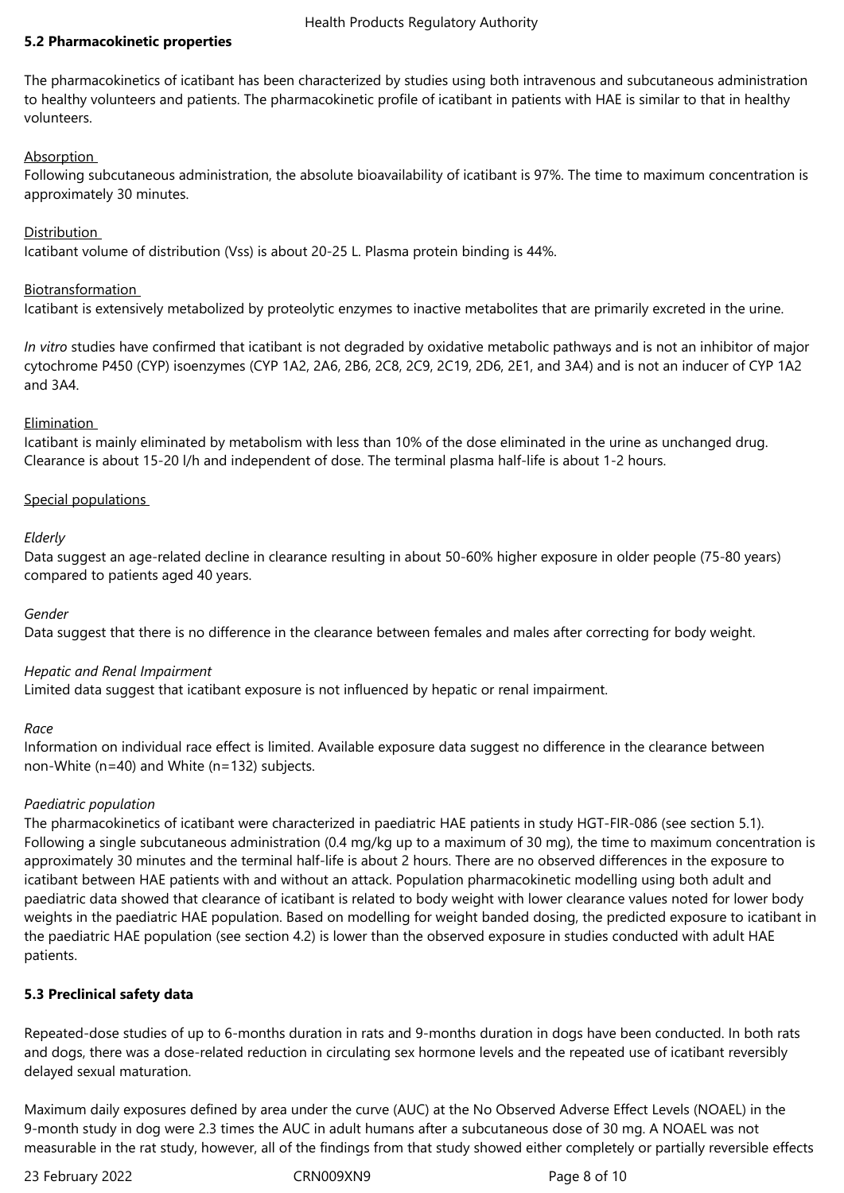## 5.2 Pharmacokinetic properties

The pharmacokinetics of icatibant has been characterized by studies using both intravenous and subcutaneous administration to healthy volunteers and patients. The pharmacokinetic profile of icatibant in patients with HAE is similar to that in healthy volunteers.

Absorption

Following subcutaneous administration, the absolute bioavailability of icatibant is 97%. The time to maximum concentration is approximately 30 minutes.

Distribution

Icatibant volume of distribution (Vss) is about 20-25 L. Plasma protein binding is 44%.

Biotransformation

Icatibant is extensively metabolized by proteolytic enzymes to inactive metabolites that are primarily excreted in the urine.

*In vitro* studies have confirmed that icatibant is not degraded by oxidative metabolic pathways and is not an inhibitor of major cytochrome P450 (CYP) isoenzymes (CYP 1A2, 2A6, 2B6, 2C8, 2C9, 2C19, 2D6, 2E1, and 3A4) and is not an inducer of CYP 1A2 and 3A4.

Elimination

Icatibant is mainly eliminated by metabolism with less than 10% of the dose eliminated in the urine as unchanged drug. Clearance is about 15-20 l/h and independent of dose. The terminal plasma half-life is about 1-2 hours.

Special populations

*Elderly*

Data suggest an age-related decline in clearance resulting in about 50-60% higher exposure in older people (75-80 years) compared to patients aged 40 years.

*Gender*

Data suggest that there is no difference in the clearance between females and males after correcting for body weight.

*Hepatic and Renal Impairment*

Limited data suggest that icatibant exposure is not influenced by hepatic or renal impairment.

*Race*

Information on individual race effect is limited. Available exposure data suggest no difference in the clearance between non-White (n=40) and White (n=132) subjects.

*Paediatric population*

The pharmacokinetics of icatibant were characterized in paediatric HAE patients in study HGT-FIR-086 (see section 5.1). Following a single subcutaneous administration (0.4 mg/kg up to a maximum of 30 mg), the time to maximum concentration is approximately 30 minutes and the terminal half-life is about 2 hours. There are no observed differences in the exposure to icatibant between HAE patients with and without an attack. Population pharmacokinetic modelling using both adult and paediatric data showed that clearance of icatibant is related to body weight with lower clearance values noted for lower body weights in the paediatric HAE population. Based on modelling for weight banded dosing, the predicted exposure to icatibant in the paediatric HAE population (see section 4.2) is lower than the observed exposure in studies conducted with adult HAE patients.

## 5.3 Preclinical safety data

Repeated-dose studies of up to 6-months duration in rats and 9-months duration in dogs have been conducted. In both rats and dogs, there was a dose-related reduction in circulating sex hormone levels and the repeated use of icatibant reversibly delayed sexual maturation.

Maximum daily exposures defined by area under the curve (AUC) at the No Observed Adverse Effect Levels (NOAEL) in the 9-month study in dog were 2.3 times the AUC in adult humans after a subcutaneous dose of 30 mg. A NOAEL was not measurable in the rat study, however, all of the findings from that study showed either completely or partially reversible effects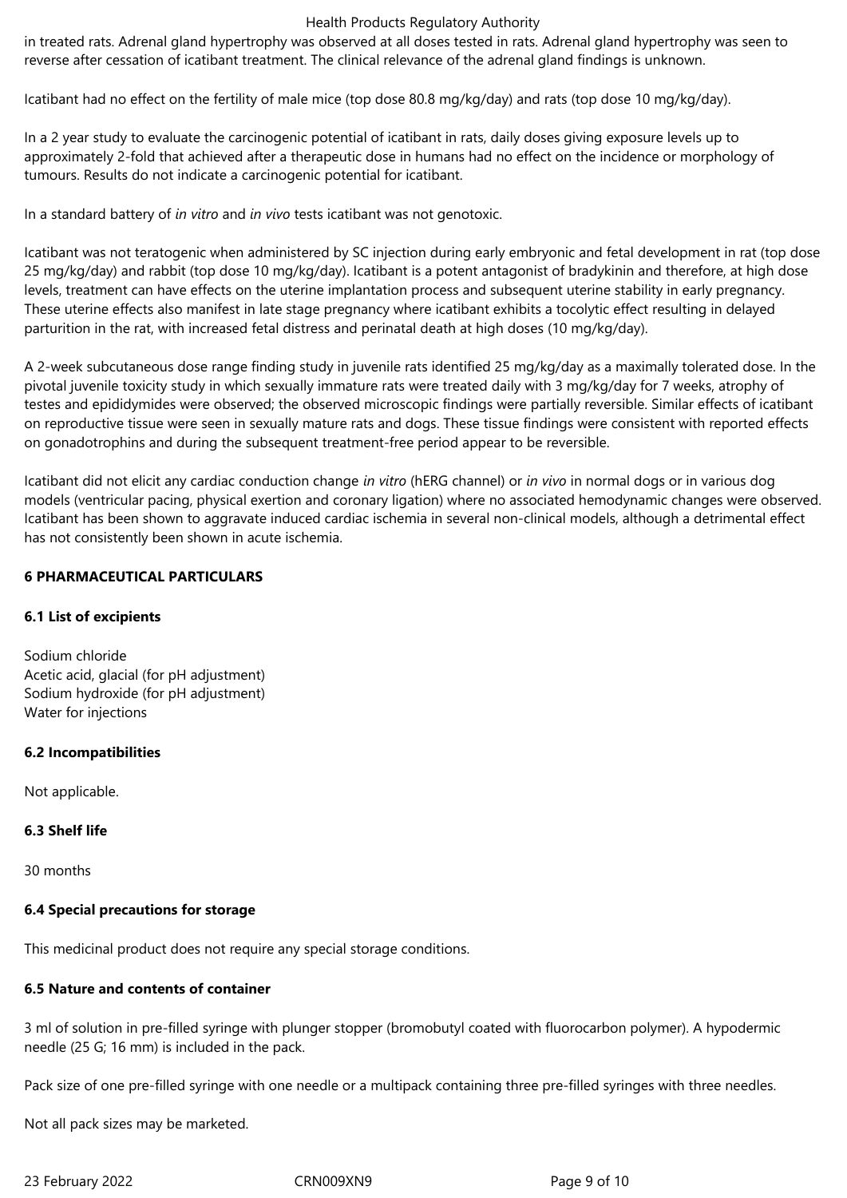in treated rats. Adrenal gland hypertrophy was observed at all doses tested in rats. Adrenal gland hypertrophy was seen to reverse after cessation of icatibant treatment. The clinical relevance of the adrenal gland findings is unknown.

Icatibant had no effect on the fertility of male mice (top dose 80.8 mg/kg/day) and rats (top dose 10 mg/kg/day).

In a 2 year study to evaluate the carcinogenic potential of icatibant in rats, daily doses giving exposure levels up to approximately 2-fold that achieved after a therapeutic dose in humans had no effect on the incidence or morphology of tumours. Results do not indicate a carcinogenic potential for icatibant.

In a standard battery of *in vitro* and *in vivo* tests icatibant was not genotoxic.

Icatibant was not teratogenic when administered by SC injection during early embryonic and fetal development in rat (top dose 25 mg/kg/day) and rabbit (top dose 10 mg/kg/day). Icatibant is a potent antagonist of bradykinin and therefore, at high dose levels, treatment can have effects on the uterine implantation process and subsequent uterine stability in early pregnancy. These uterine effects also manifest in late stage pregnancy where icatibant exhibits a tocolytic effect resulting in delayed parturition in the rat, with increased fetal distress and perinatal death at high doses (10 mg/kg/day).

A 2-week subcutaneous dose range finding study in juvenile rats identified 25 mg/kg/day as a maximally tolerated dose. In the pivotal juvenile toxicity study in which sexually immature rats were treated daily with 3 mg/kg/day for 7 weeks, atrophy of testes and epididymides were observed; the observed microscopic findings were partially reversible. Similar effects of icatibant on reproductive tissue were seen in sexually mature rats and dogs. These tissue findings were consistent with reported effects on gonadotrophins and during the subsequent treatment-free period appear to be reversible.

Icatibant did not elicit any cardiac conduction change *in vitro* (hERG channel) or *in vivo* in normal dogs or in various dog models (ventricular pacing, physical exertion and coronary ligation) where no associated hemodynamic changes were observed. Icatibant has been shown to aggravate induced cardiac ischemia in several non-clinical models, although a detrimental effect has not consistently been shown in acute ischemia.

## 6 PHARMACEUTICAL PARTICULARS

### 6.1 List of excipients

Sodium chloride
Acetic acid, glacial (for pH adjustment)
Sodium hydroxide (for pH adjustment)
Water for injections

### 6.2 Incompatibilities

Not applicable.

### 6.3 Shelf life

30 months

### 6.4 Special precautions for storage

This medicinal product does not require any special storage conditions.

### 6.5 Nature and contents of container

3 ml of solution in pre-filled syringe with plunger stopper (bromobutyl coated with fluorocarbon polymer). A hypodermic needle (25 G; 16 mm) is included in the pack.

Pack size of one pre-filled syringe with one needle or a multipack containing three pre-filled syringes with three needles.

Not all pack sizes may be marketed.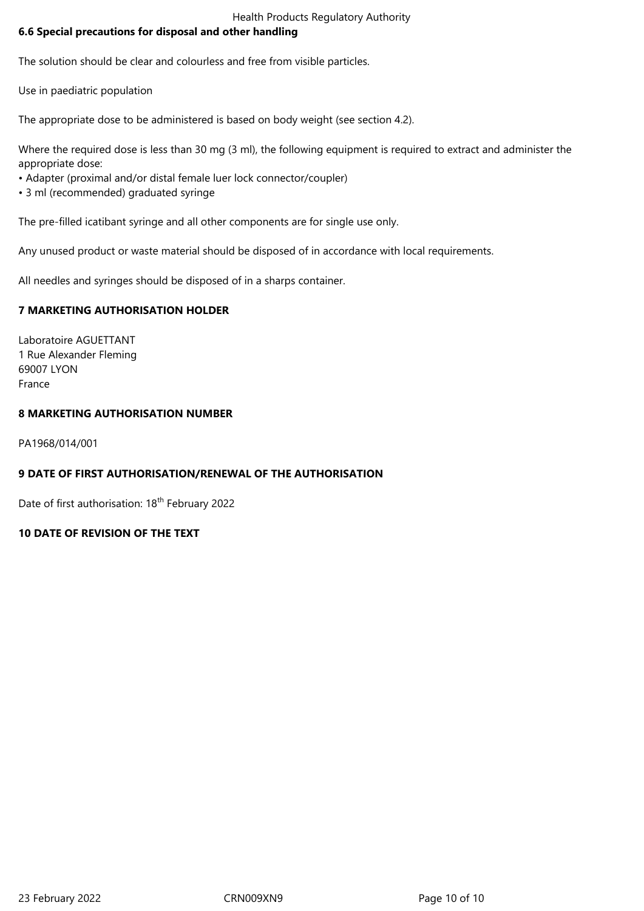## 6.6 Special precautions for disposal and other handling

The solution should be clear and colourless and free from visible particles.

Use in paediatric population

The appropriate dose to be administered is based on body weight (see section 4.2).

Where the required dose is less than 30 mg (3 ml), the following equipment is required to extract and administer the appropriate dose:

- Adapter (proximal and/or distal female luer lock connector/coupler)
- 3 ml (recommended) graduated syringe

The pre-filled icatibant syringe and all other components are for single use only.

Any unused product or waste material should be disposed of in accordance with local requirements.

All needles and syringes should be disposed of in a sharps container.

## 7 MARKETING AUTHORISATION HOLDER

Laboratoire AGUETTANT
1 Rue Alexander Fleming
69007 LYON
France

## 8 MARKETING AUTHORISATION NUMBER

PA1968/014/001

## 9 DATE OF FIRST AUTHORISATION/RENEWAL OF THE AUTHORISATION

Date of first authorisation: 18th February 2022

## 10 DATE OF REVISION OF THE TEXT